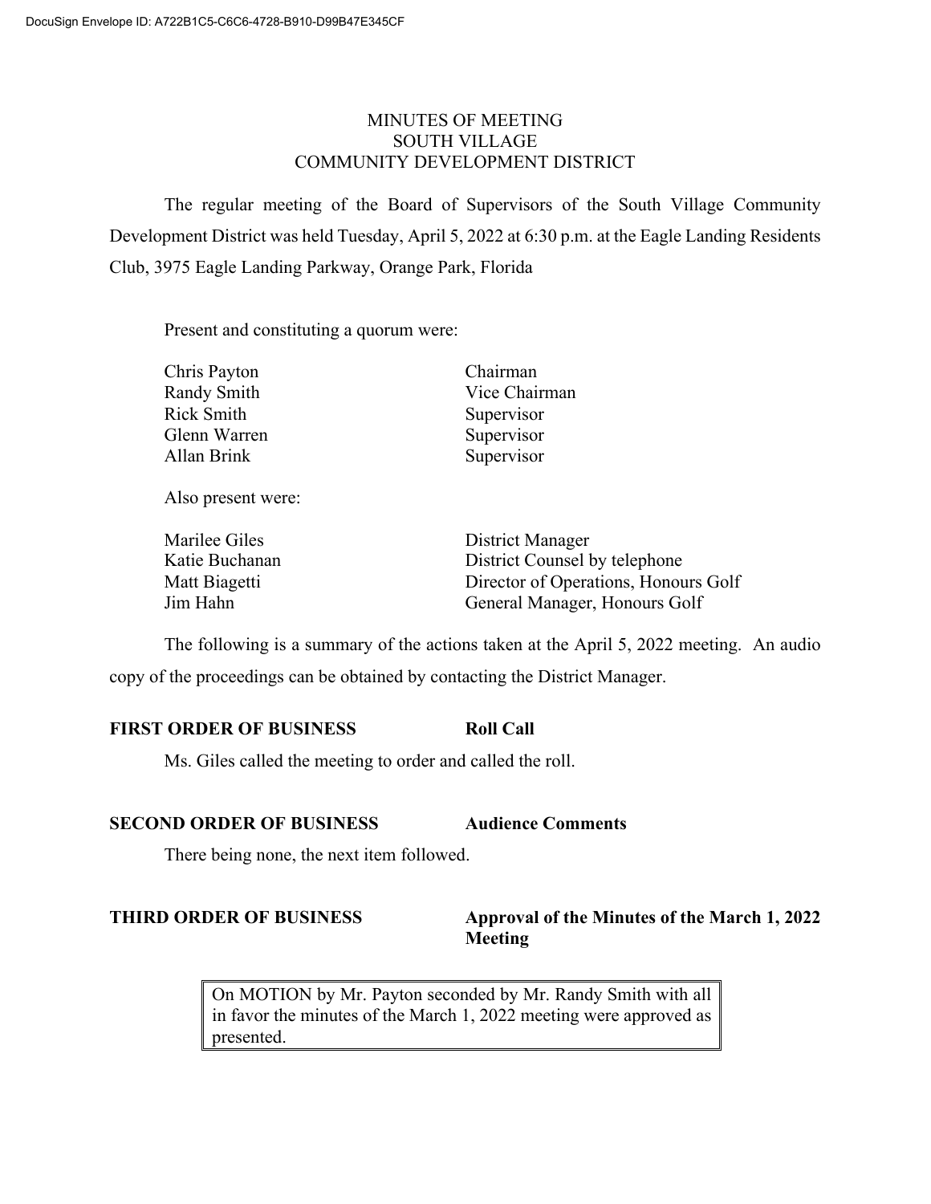DocuSign Envelope ID: A722B1C5-C6C6-4728-B910-D99B47E345CF

# MINUTES OF MEETING
# SOUTH VILLAGE
# COMMUNITY DEVELOPMENT DISTRICT

The regular meeting of the Board of Supervisors of the South Village Community Development District was held Tuesday, April 5, 2022 at 6:30 p.m. at the Eagle Landing Residents Club, 3975 Eagle Landing Parkway, Orange Park, Florida

Present and constituting a quorum were:

| | |
|---|---|
| Chris Payton | Chairman |
| Randy Smith | Vice Chairman |
| Rick Smith | Supervisor |
| Glenn Warren | Supervisor |
| Allan Brink | Supervisor |

Also present were:

| | |
|---|---|
| Marilee Giles | District Manager |
| Katie Buchanan | District Counsel by telephone |
| Matt Biagetti | Director of Operations, Honours Golf |
| Jim Hahn | General Manager, Honours Golf |

The following is a summary of the actions taken at the April 5, 2022 meeting. An audio copy of the proceedings can be obtained by contacting the District Manager.

**FIRST ORDER OF BUSINESS** **Roll Call**

Ms. Giles called the meeting to order and called the roll.

**SECOND ORDER OF BUSINESS** **Audience Comments**

There being none, the next item followed.

**THIRD ORDER OF BUSINESS** **Approval of the Minutes of the March 1, 2022 Meeting**

> On MOTION by Mr. Payton seconded by Mr. Randy Smith with all in favor the minutes of the March 1, 2022 meeting were approved as presented.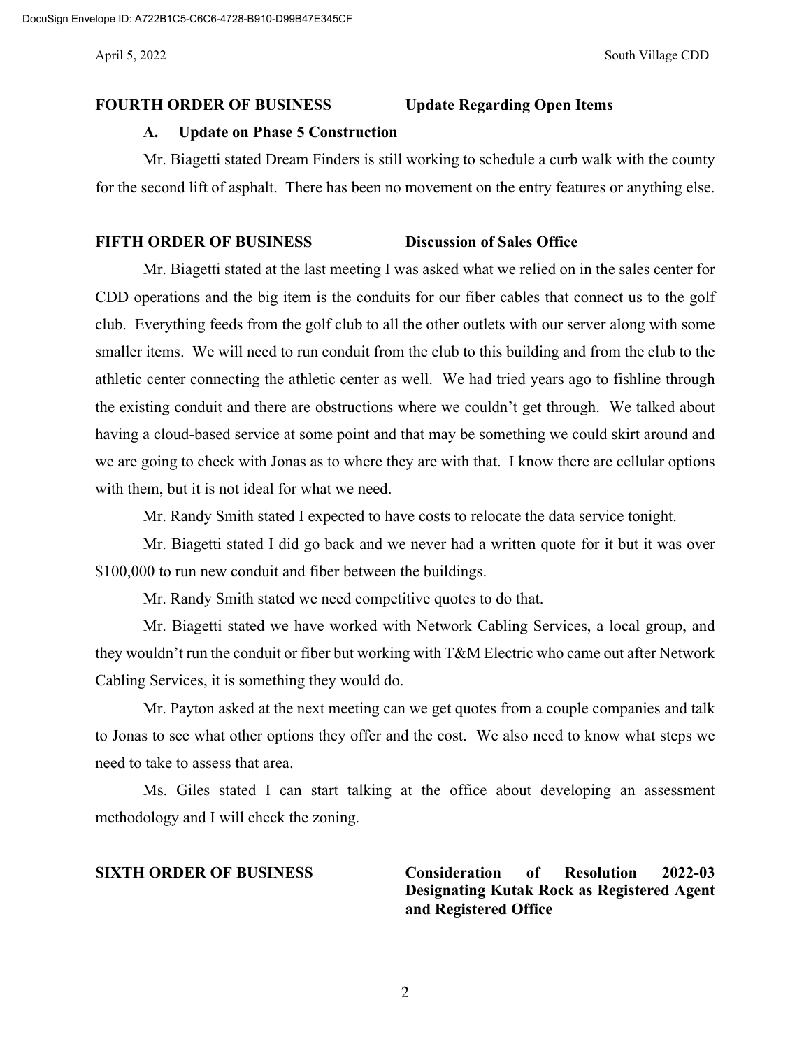**FOURTH ORDER OF BUSINESS Update Regarding Open Items**

**A. Update on Phase 5 Construction**

Mr. Biagetti stated Dream Finders is still working to schedule a curb walk with the county for the second lift of asphalt. There has been no movement on the entry features or anything else.

**FIFTH ORDER OF BUSINESS Discussion of Sales Office**

Mr. Biagetti stated at the last meeting I was asked what we relied on in the sales center for CDD operations and the big item is the conduits for our fiber cables that connect us to the golf club. Everything feeds from the golf club to all the other outlets with our server along with some smaller items. We will need to run conduit from the club to this building and from the club to the athletic center connecting the athletic center as well. We had tried years ago to fishline through the existing conduit and there are obstructions where we couldn't get through. We talked about having a cloud-based service at some point and that may be something we could skirt around and we are going to check with Jonas as to where they are with that. I know there are cellular options with them, but it is not ideal for what we need.

Mr. Randy Smith stated I expected to have costs to relocate the data service tonight.

Mr. Biagetti stated I did go back and we never had a written quote for it but it was over $100,000 to run new conduit and fiber between the buildings.

Mr. Randy Smith stated we need competitive quotes to do that.

Mr. Biagetti stated we have worked with Network Cabling Services, a local group, and they wouldn't run the conduit or fiber but working with T&M Electric who came out after Network Cabling Services, it is something they would do.

Mr. Payton asked at the next meeting can we get quotes from a couple companies and talk to Jonas to see what other options they offer and the cost. We also need to know what steps we need to take to assess that area.

Ms. Giles stated I can start talking at the office about developing an assessment methodology and I will check the zoning.

**SIXTH ORDER OF BUSINESS Consideration of Resolution 2022-03 Designating Kutak Rock as Registered Agent and Registered Office**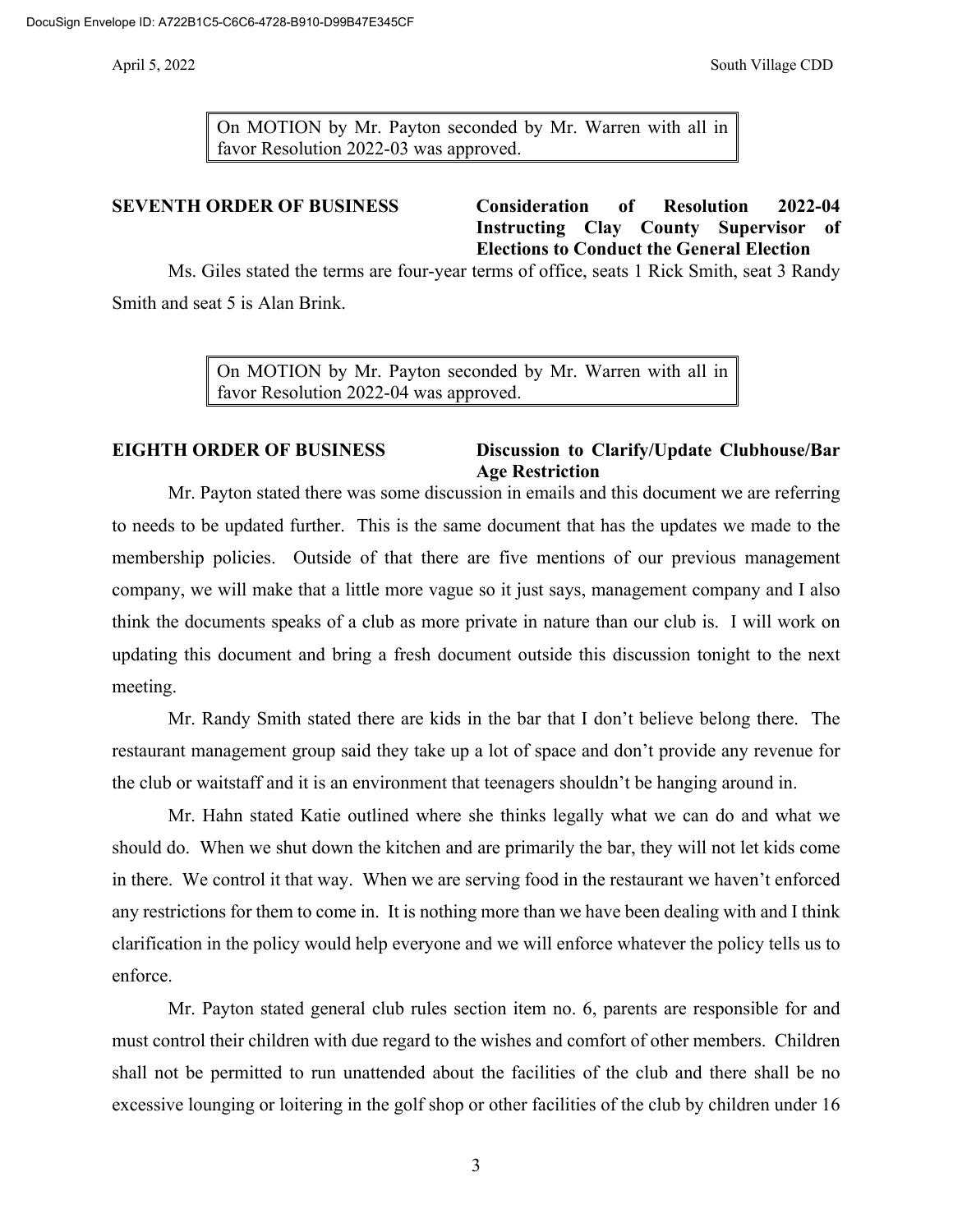On MOTION by Mr. Payton seconded by Mr. Warren with all in favor Resolution 2022-03 was approved.

**SEVENTH ORDER OF BUSINESS** **Consideration of Resolution 2022-04 Instructing Clay County Supervisor of Elections to Conduct the General Election**

Ms. Giles stated the terms are four-year terms of office, seats 1 Rick Smith, seat 3 Randy Smith and seat 5 is Alan Brink.

On MOTION by Mr. Payton seconded by Mr. Warren with all in favor Resolution 2022-04 was approved.

**EIGHTH ORDER OF BUSINESS** **Discussion to Clarify/Update Clubhouse/Bar Age Restriction**

Mr. Payton stated there was some discussion in emails and this document we are referring to needs to be updated further. This is the same document that has the updates we made to the membership policies. Outside of that there are five mentions of our previous management company, we will make that a little more vague so it just says, management company and I also think the documents speaks of a club as more private in nature than our club is. I will work on updating this document and bring a fresh document outside this discussion tonight to the next meeting.

Mr. Randy Smith stated there are kids in the bar that I don't believe belong there. The restaurant management group said they take up a lot of space and don't provide any revenue for the club or waitstaff and it is an environment that teenagers shouldn't be hanging around in.

Mr. Hahn stated Katie outlined where she thinks legally what we can do and what we should do. When we shut down the kitchen and are primarily the bar, they will not let kids come in there. We control it that way. When we are serving food in the restaurant we haven't enforced any restrictions for them to come in. It is nothing more than we have been dealing with and I think clarification in the policy would help everyone and we will enforce whatever the policy tells us to enforce.

Mr. Payton stated general club rules section item no. 6, parents are responsible for and must control their children with due regard to the wishes and comfort of other members. Children shall not be permitted to run unattended about the facilities of the club and there shall be no excessive lounging or loitering in the golf shop or other facilities of the club by children under 16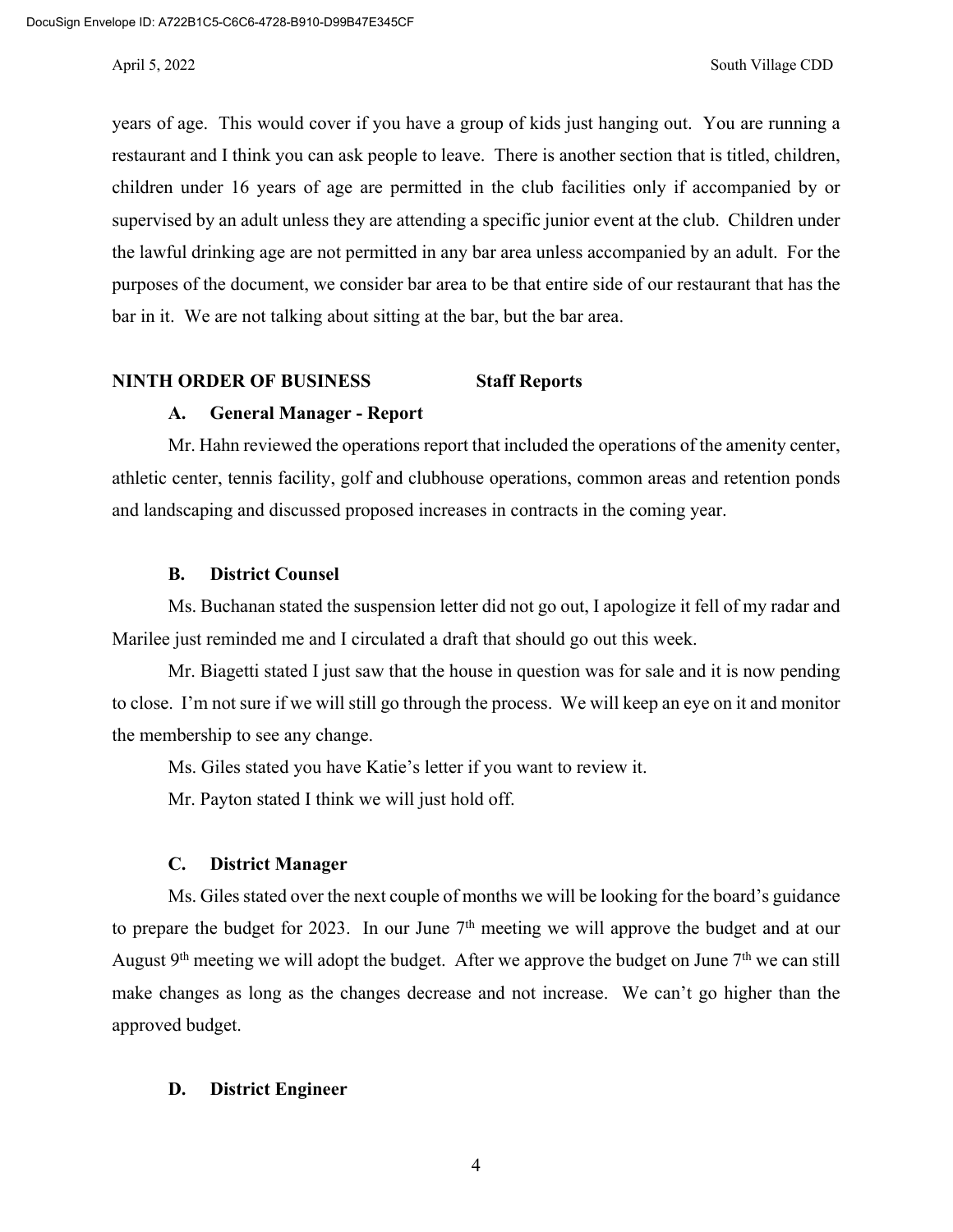years of age. This would cover if you have a group of kids just hanging out. You are running a restaurant and I think you can ask people to leave. There is another section that is titled, children, children under 16 years of age are permitted in the club facilities only if accompanied by or supervised by an adult unless they are attending a specific junior event at the club. Children under the lawful drinking age are not permitted in any bar area unless accompanied by an adult. For the purposes of the document, we consider bar area to be that entire side of our restaurant that has the bar in it. We are not talking about sitting at the bar, but the bar area.

**NINTH ORDER OF BUSINESS** **Staff Reports**

**A. General Manager - Report**

Mr. Hahn reviewed the operations report that included the operations of the amenity center, athletic center, tennis facility, golf and clubhouse operations, common areas and retention ponds and landscaping and discussed proposed increases in contracts in the coming year.

**B. District Counsel**

Ms. Buchanan stated the suspension letter did not go out, I apologize it fell of my radar and Marilee just reminded me and I circulated a draft that should go out this week.

Mr. Biagetti stated I just saw that the house in question was for sale and it is now pending to close. I'm not sure if we will still go through the process. We will keep an eye on it and monitor the membership to see any change.

Ms. Giles stated you have Katie's letter if you want to review it.

Mr. Payton stated I think we will just hold off.

**C. District Manager**

Ms. Giles stated over the next couple of months we will be looking for the board's guidance to prepare the budget for 2023. In our June 7th meeting we will approve the budget and at our August 9th meeting we will adopt the budget. After we approve the budget on June 7th we can still make changes as long as the changes decrease and not increase. We can't go higher than the approved budget.

**D. District Engineer**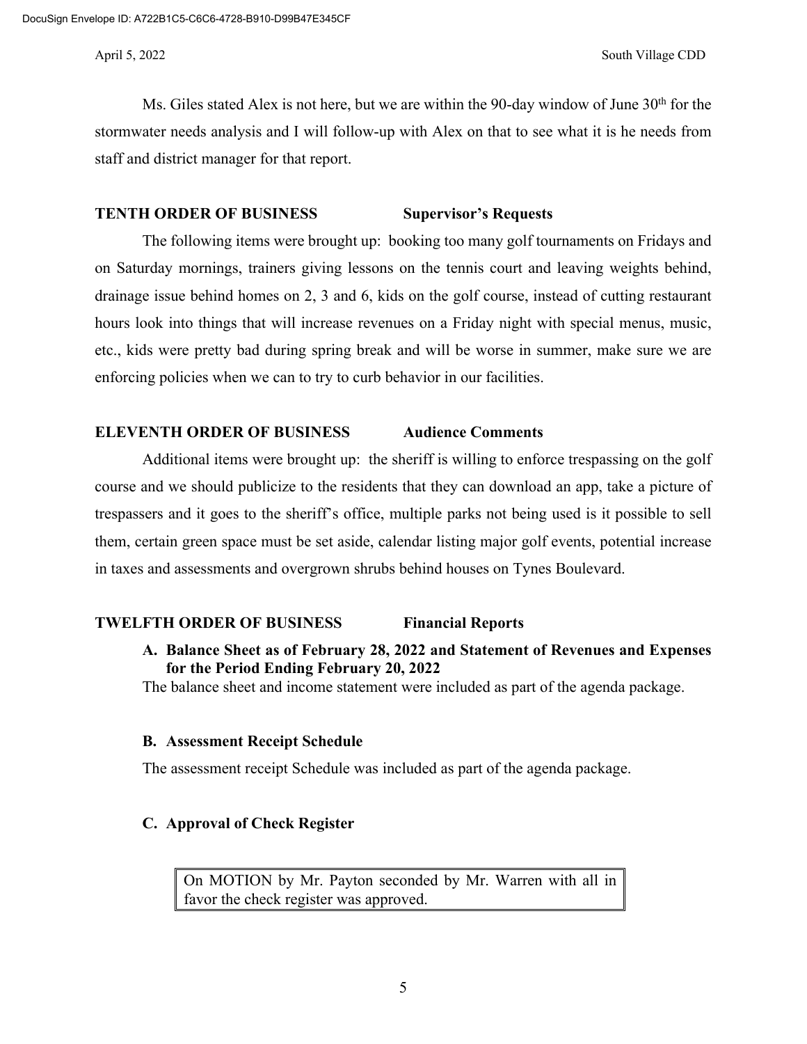Ms. Giles stated Alex is not here, but we are within the 90-day window of June 30th for the stormwater needs analysis and I will follow-up with Alex on that to see what it is he needs from staff and district manager for that report.

**TENTH ORDER OF BUSINESS Supervisor's Requests**

The following items were brought up: booking too many golf tournaments on Fridays and on Saturday mornings, trainers giving lessons on the tennis court and leaving weights behind, drainage issue behind homes on 2, 3 and 6, kids on the golf course, instead of cutting restaurant hours look into things that will increase revenues on a Friday night with special menus, music, etc., kids were pretty bad during spring break and will be worse in summer, make sure we are enforcing policies when we can to try to curb behavior in our facilities.

**ELEVENTH ORDER OF BUSINESS Audience Comments**

Additional items were brought up: the sheriff is willing to enforce trespassing on the golf course and we should publicize to the residents that they can download an app, take a picture of trespassers and it goes to the sheriff's office, multiple parks not being used is it possible to sell them, certain green space must be set aside, calendar listing major golf events, potential increase in taxes and assessments and overgrown shrubs behind houses on Tynes Boulevard.

**TWELFTH ORDER OF BUSINESS Financial Reports**

**A. Balance Sheet as of February 28, 2022 and Statement of Revenues and Expenses for the Period Ending February 20, 2022**

The balance sheet and income statement were included as part of the agenda package.

**B. Assessment Receipt Schedule**

The assessment receipt Schedule was included as part of the agenda package.

**C. Approval of Check Register**

> On MOTION by Mr. Payton seconded by Mr. Warren with all in favor the check register was approved.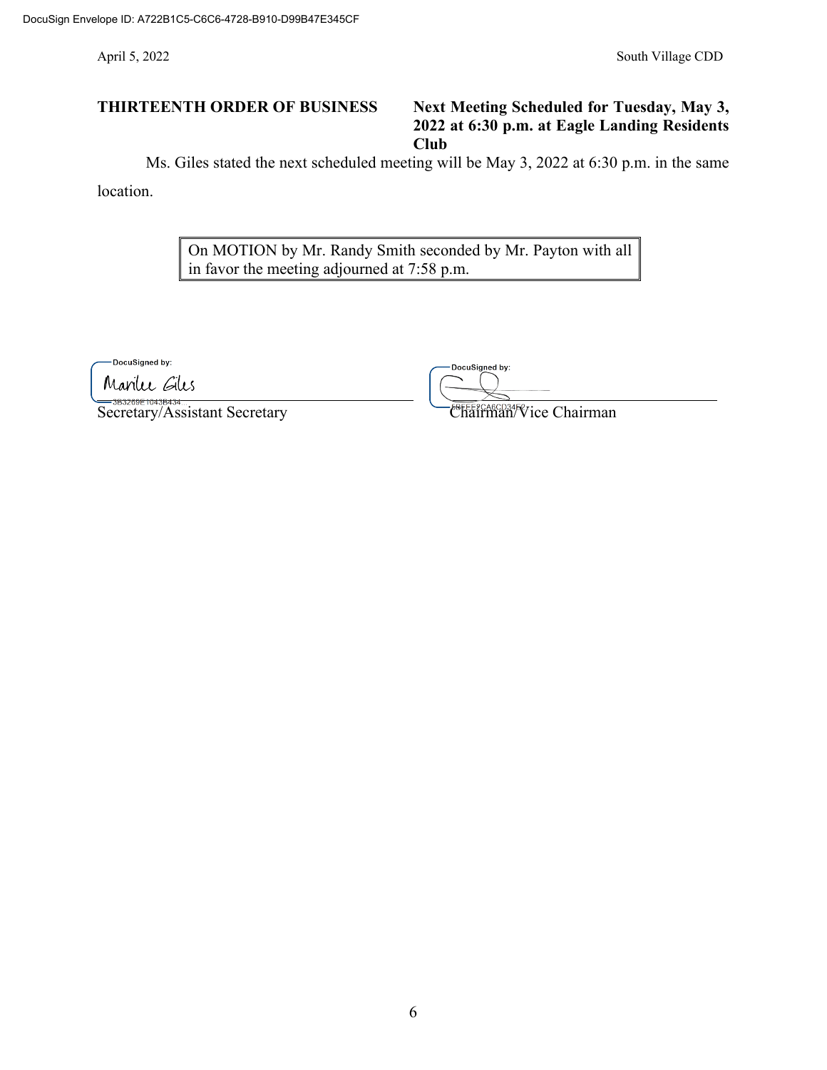**THIRTEENTH ORDER OF BUSINESS** **Next Meeting Scheduled for Tuesday, May 3, 2022 at 6:30 p.m. at Eagle Landing Residents Club**

Ms. Giles stated the next scheduled meeting will be May 3, 2022 at 6:30 p.m. in the same location.

| |
|---|
| On MOTION by Mr. Randy Smith seconded by Mr. Payton with all in favor the meeting adjourned at 7:58 p.m. |

DocuSigned by:
Marilee Giles
3B3269E1043B434...

Secretary/Assistant Secretary

DocuSigned by:

Chairman/Vice Chairman